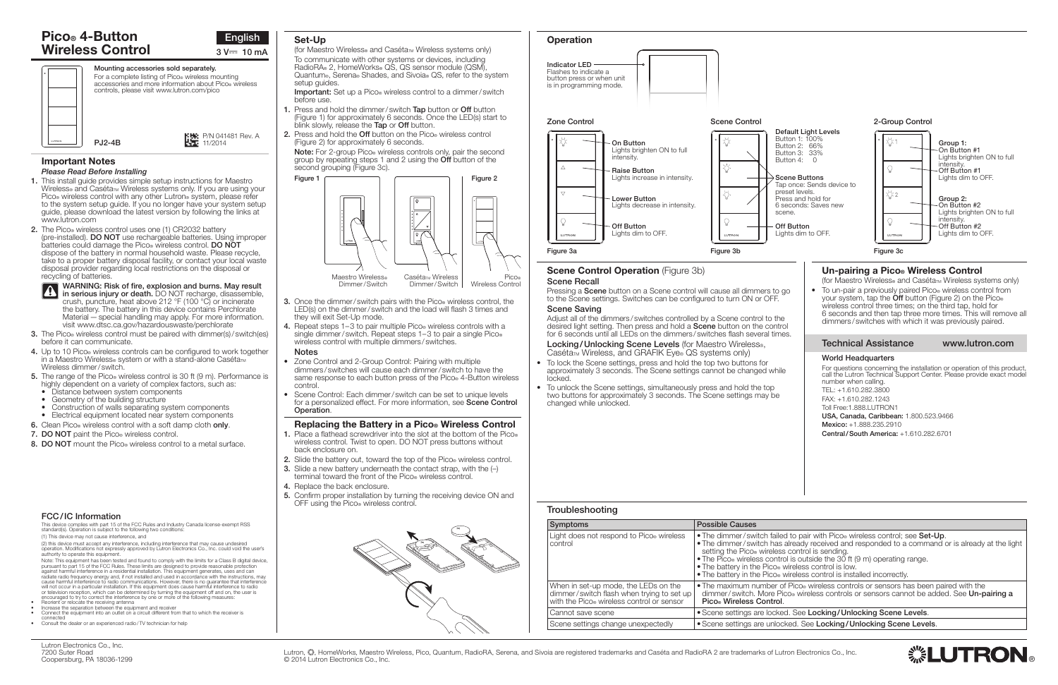# Pico® 4-Button Wireless Control

English

3 V⎓ 10 mA

**Mounting accessories sold separately.**
For a complete listing of Pico® wireless mounting accessories and more information about Pico® wireless controls, please visit www.lutron.com/pico

PJ2-4B

P/N 041481 Rev. A
11/2014

## Important Notes

*Please Read Before Installing*

1. This install guide provides simple setup instructions for Maestro Wireless® and Caséta™ Wireless systems only. If you are using your Pico® wireless control with any other Lutron® system, please refer to the system setup guide. If you no longer have your system setup guide, please download the latest version by following the links at www.lutron.com
2. The Pico® wireless control uses one (1) CR2032 battery (pre-installed). **DO NOT** use rechargeable batteries. Using improper batteries could damage the Pico® wireless control. **DO NOT** dispose of the battery in normal household waste. Please recycle, take to a proper battery disposal facility, or contact your local waste disposal provider regarding local restrictions on the disposal or recycling of batteries.

   **WARNING: Risk of fire, explosion and burns. May result in serious injury or death.** DO NOT recharge, disassemble, crush, puncture, heat above 212 °F (100 °C) or incinerate the battery. The battery in this device contains Perchlorate Material — special handling may apply. For more information, visit www.dtsc.ca.gov/hazardouswaste/perchlorate
3. The Pico® wireless control must be paired with dimmer(s)/switch(es) before it can communicate.
4. Up to 10 Pico® wireless controls can be configured to work together in a Maestro Wireless® system or with a stand-alone Caséta™ Wireless dimmer/switch.
5. The range of the Pico® wireless control is 30 ft (9 m). Performance is highly dependent on a variety of complex factors, such as:
   - Distance between system components
   - Geometry of the building structure
   - Construction of walls separating system components
   - Electrical equipment located near system components
6. Clean Pico® wireless control with a soft damp cloth **only**.
7. **DO NOT** paint the Pico® wireless control.
8. **DO NOT** mount the Pico® wireless control to a metal surface.

## FCC/IC Information

This device complies with part 15 of the FCC Rules and Industry Canada license-exempt RSS standard(s). Operation is subject to the following two conditions:

(1) This device may not cause interference, and

(2) this device must accept any interference, including interference that may cause undesired operation. Modifications not expressly approved by Lutron Electronics Co., Inc. could void the user's authority to operate this equipment.

Note: This equipment has been tested and found to comply with the limits for a Class B digital device, pursuant to part 15 of the FCC Rules. These limits are designed to provide reasonable protection against harmful interference in a residential installation. This equipment generates, uses and can radiate radio frequency energy and, if not installed and used in accordance with the instructions, may cause harmful interference to radio communications. However, there is no guarantee that interference will not occur in a particular installation. If this equipment does cause harmful interference to radio or television reception, which can be determined by turning the equipment off and on, the user is encouraged to try to correct the interference by one or more of the following measures:

- Reorient or relocate the receiving antenna
- Increase the separation between the equipment and receiver
- Connect the equipment into an outlet on a circuit different from that to which the receiver is connected
- Consult the dealer or an experienced radio/TV technician for help

Lutron Electronics Co., Inc.
7200 Suter Road
Coopersburg, PA 18036-1299

## Set-Up

(for Maestro Wireless® and Caséta™ Wireless systems only)

To communicate with other systems or devices, including RadioRA® 2, HomeWorks® QS, QS sensor module (QSM), Quantum®, Serena® Shades, and Sivoia® QS, refer to the system setup guides.

**Important:** Set up a Pico® wireless control to a dimmer/switch before use.

1. Press and hold the dimmer/switch **Tap** button or **Off** button (Figure 1) for approximately 6 seconds. Once the LED(s) start to blink slowly, release the **Tap** or **Off** button.
2. Press and hold the **Off** button on the Pico® wireless control (Figure 2) for approximately 6 seconds.

   **Note:** For 2-group Pico® wireless controls only, pair the second group by repeating steps 1 and 2 using the **Off** button of the second grouping (Figure 3c).

Figure 1 — Maestro Wireless® Dimmer/Switch; Caséta™ Wireless Dimmer/Switch

Figure 2 — Pico® Wireless Control

3. Once the dimmer/switch pairs with the Pico® wireless control, the LED(s) on the dimmer/switch and the load will flash 3 times and they will exit Set-Up mode.
4. Repeat steps 1–3 to pair multiple Pico® wireless controls with a single dimmer/switch. Repeat steps 1–3 to pair a single Pico® wireless control with multiple dimmers/switches.

### Notes

- Zone Control and 2-Group Control: Pairing with multiple dimmers/switches will cause each dimmer/switch to have the same response to each button press of the Pico® 4-Button wireless control.
- Scene Control: Each dimmer/switch can be set to unique levels for a personalized effect. For more information, see **Scene Control Operation**.

## Replacing the Battery in a Pico® Wireless Control

1. Place a flathead screwdriver into the slot at the bottom of the Pico® wireless control. Twist to open. DO NOT press buttons without back enclosure on.
2. Slide the battery out, toward the top of the Pico® wireless control.
3. Slide a new battery underneath the contact strap, with the (–) terminal toward the front of the Pico® wireless control.
4. Replace the back enclosure.
5. Confirm proper installation by turning the receiving device ON and OFF using the Pico® wireless control.

## Operation

**Indicator LED** — Flashes to indicate a button press or when unit is in programming mode.

**Zone Control** (Figure 3a)

- **On Button** — Lights brighten ON to full intensity.
- **Raise Button** — Lights increase in intensity.
- **Lower Button** — Lights decrease in intensity.
- **Off Button** — Lights dim to OFF.

**Scene Control** (Figure 3b)

**Default Light Levels**
Button 1: 100%
Button 2: 66%
Button 3: 33%
Button 4: 0

- **Scene Buttons** — Tap once: Sends device to preset levels. Press and hold for 6 seconds: Saves new scene.
- **Off Button** — Lights dim to OFF.

**2-Group Control** (Figure 3c)

- **Group 1:** On Button #1 — Lights brighten ON to full intensity. Off Button #1 — Lights dim to OFF.
- **Group 2:** On Button #2 — Lights brighten ON to full intensity. Off Button #2 — Lights dim to OFF.

## Scene Control Operation (Figure 3b)

### Scene Recall

Pressing a **Scene** button on a Scene control will cause all dimmers to go to the Scene settings. Switches can be configured to turn ON or OFF.

### Scene Saving

Adjust all of the dimmers/switches controlled by a Scene control to the desired light setting. Then press and hold a **Scene** button on the control for 6 seconds until all LEDs on the dimmers/switches flash several times.

**Locking/Unlocking Scene Levels** (for Maestro Wireless®, Caséta™ Wireless, and GRAFIK Eye® QS systems only)

- To lock the Scene settings, press and hold the top two buttons for approximately 3 seconds. The Scene settings cannot be changed while locked.
- To unlock the Scene settings, simultaneously press and hold the top two buttons for approximately 3 seconds. The Scene settings may be changed while unlocked.

## Un-pairing a Pico® Wireless Control

(for Maestro Wireless® and Caséta™ Wireless systems only)

- To un-pair a previously paired Pico® wireless control from your system, tap the **Off** button (Figure 2) on the Pico® wireless control three times; on the third tap, hold for 6 seconds and then tap three more times. This will remove all dimmers/switches with which it was previously paired.

## Technical Assistance — www.lutron.com

### World Headquarters

For questions concerning the installation or operation of this product, call the Lutron Technical Support Center. Please provide exact model number when calling.

TEL: +1.610.282.3800
FAX: +1.610.282.1243
Toll Free:1.888.LUTRON1
**USA, Canada, Caribbean:** 1.800.523.9466
**Mexico:** +1.888.235.2910
**Central/South America:** +1.610.282.6701

## Troubleshooting

| Symptoms | Possible Causes |
| --- | --- |
| Light does not respond to Pico® wireless control | • The dimmer/switch failed to pair with Pico® wireless control; see **Set-Up**. • The dimmer/switch has already received and responded to a command or is already at the light setting the Pico® wireless control is sending. • The Pico® wireless control is outside the 30 ft (9 m) operating range. • The battery in the Pico® wireless control is low. • The battery in the Pico® wireless control is installed incorrectly. |
| When in set-up mode, the LEDs on the dimmer/switch flash when trying to set up with the Pico® wireless control or sensor | • The maximum number of Pico® wireless controls or sensors has been paired with the dimmer/switch. More Pico® wireless controls or sensors cannot be added. See **Un-pairing a Pico® Wireless Control**. |
| Cannot save scene | • Scene settings are locked. See **Locking/Unlocking Scene Levels**. |
| Scene settings change unexpectedly | • Scene settings are unlocked. See **Locking/Unlocking Scene Levels**. |

Lutron, ⚙, HomeWorks, Maestro Wireless, Pico, Quantum, RadioRA, Serena, and Sivoia are registered trademarks and Caséta and RadioRA 2 are trademarks of Lutron Electronics Co., Inc.
© 2014 Lutron Electronics Co., Inc.

LUTRON®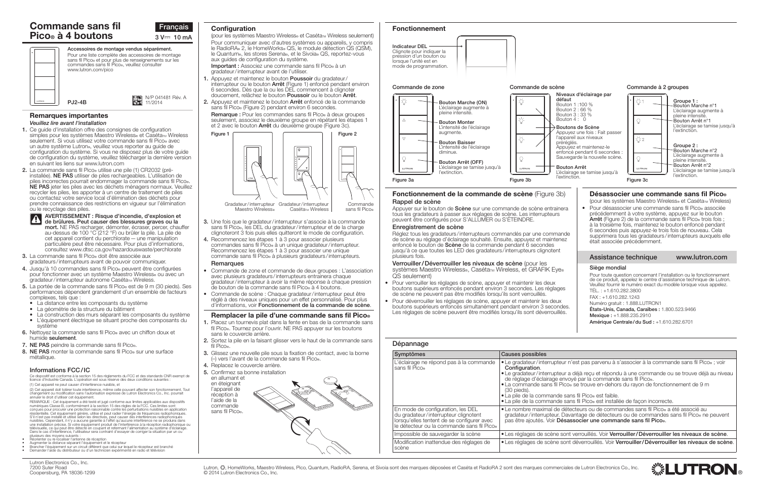# Commande sans fil Pico® à 4 boutons

Français

3 V⎓ 10 mA

**Accessoires de montage vendus séparément.**
Pour une liste complète des accessoires de montage sans fil Pico® et pour plus de renseignements sur les commandes sans fil Pico®, veuillez consulter www.lutron.com/pico

PJ2-4B

N/P 041481 Rév. A
11/2014

## Remarques importantes

*Veuillez lire avant l'installation*

1. Ce guide d'installation offre des consignes de configuration simples pour les systèmes Maestro Wireless® et Caséta™ Wireless seulement. Si vous utilisez votre commande sans fil Pico® avec un autre système Lutron®, veuillez vous reporter au guide de configuration du système. Si vous ne disposez plus de votre guide de configuration du système, veuillez télécharger la dernière version en suivant les liens sur www.lutron.com
2. La commande sans fil Pico® utilise une pile (1) CR2032 (pré-installée). **NE PAS** utiliser de piles rechargeables. L'utilisation de piles incorrectes pourrait endommager la commande sans fil Pico®. **NE PAS** jeter les piles avec les déchets ménagers normaux. Veuillez recycler les piles, les apporter à un centre de traitement de piles ou contactez votre service local d'élimination des déchets pour prendre connaissance des restrictions en vigueur sur l'élimination ou le recyclage des piles.

   **AVERTISSEMENT : Risque d'incendie, d'explosion et de brûlures. Peut causer des blessures graves ou la mort.** NE PAS recharger, démonter, écraser, percer, chauffer au-dessus de 100 °C (212 °F) ou brûler la pile. La pile de cet appareil contient du perchlorate — une manipulation particulière peut être nécessaire. Pour plus d'informations, consultez www.dtsc.ca.gov/hazardouswaste/perchlorate
3. La commande sans fil Pico® doit être associée aux gradateurs/interrupteurs avant de pouvoir communiquer.
4. Jusqu'à 10 commandes sans fil Pico® peuvent être configurées pour fonctionner avec un système Maestro Wireless® ou avec un gradateur/interrupteur autonome Caséta™ Wireless.
5. La portée de la commande sans fil Pico® est de 9 m (30 pieds). Ses performances dépendent grandement d'un ensemble de facteurs complexes, tels que :
   - La distance entre les composants du système
   - La géométrie de la structure du bâtiment
   - La construction des murs séparant les composants du système
   - L'équipement électrique se situant proche des composants du système
6. Nettoyez la commande sans fil Pico® avec un chiffon doux et humide **seulement**.
7. **NE PAS** peindre la commande sans fil Pico®.
8. **NE PAS** monter la commande sans fil Pico® sur une surface métallique.

### Informations FCC/IC

Ce dispositif est conforme à la section 15 des règlements du FCC et des standards CNR exempt de licence d'Industrie Canada. L'opération est sous réserve des deux conditions suivantes :

(1) Cet appareil ne peut causer d'interférence nuisible, et

(2) Cet appareil doit tolérer toute interférence, même celle pouvant affecter son fonctionnement. Tout changement ou modification sans l'autorisation expresse de Lutron Electronics Co., Inc. pourrait annuler le droit d'utiliser cet équipement.

REMARQUE : Cet équipement a été testé et jugé conforme aux limites applicables aux dispositifs numériques Classe B, conformément à la section 15 des règles de la FCC. Ces limites sont conçues pour procurer une protection raisonnable contre les perturbations nuisibles en application résidentielle. Cet équipement génère, utilise et peut radier l'énergie de fréquences radiophoniques. S'il n'est pas installé et utilisé selon les directives, peut causer des interférences radiophoniques nuisibles. Cependant, il n'y a aucune garantie à l'effet qu'aucune interférence ne se produira dans une installation précise. Si votre équipement produit de l'interférence à la réception radiophonique ou télévisuelle, ce qui peut être détecté en coupant et refermant l'alimentation au système d'éclairage. Dans le cas d'interférence, l'utilisateur sera contraint d'essayer de corriger la situation par un ou plusieurs des moyens suivants :

- Réorienter ou re-localiser l'antenne de réception
- Augmenter la distance séparant l'équipement et le récepteur
- Brancher l'équipement sur un circuit différent que celui sur lequel le récepteur est branché
- Demander l'aide du distributeur ou d'un technicien expérimenté en radio et télévision

Lutron Electronics Co., Inc.
7200 Suter Road
Coopersburg, PA 18036-1299

## Configuration

(pour les systèmes Maestro Wireless® et Caséta™ Wireless seulement)

Pour communiquer avec d'autres systèmes ou appareils, y compris le RadioRA® 2, le HomeWorks® QS, le module détection QS (QSM), le Quantum®, les stores Serena®, et le Sivoia® QS, reportez-vous aux guides de configuration du système.

**Important :** Associez une commande sans fil Pico® à un gradateur/interrupteur avant de l'utiliser.

1. Appuyez et maintenez le bouton **Poussoir** du gradateur/interrupteur ou le bouton **Arrêt** (Figure 1) enfoncé pendant environ 6 secondes. Dès que la ou les DEL commencent à clignoter doucement, relâchez le bouton **Poussoir** ou le bouton **Arrêt**.
2. Appuyez et maintenez le bouton **Arrêt** enfoncé de la commande sans fil Pico® (Figure 2) pendant environ 6 secondes.

   **Remarque :** Pour les commandes sans fil Pico® à deux groupes seulement, associez le deuxième groupe en répétant les étapes 1 et 2 avec le bouton **Arrêt** du deuxième groupe (Figure 3c).

Figure 1 — Gradateur/interrupteur Maestro Wireless® ; Gradateur/interrupteur Caséta™ Wireless
Figure 2 — Commande sans fil Pico®

3. Une fois que le gradateur/interrupteur s'associe à la commande sans fil Pico®, les DEL du gradateur/interrupteur et de la charge clignoteront 3 fois puis elles quitteront le mode de configuration.
4. Recommencez les étapes 1 à 3 pour associer plusieurs commandes sans fil Pico® à un unique gradateur/interrupteur. Recommencez les étapes 1 à 3 pour associer une unique commande sans fil Pico® à plusieurs gradateurs/interrupteurs.

### Remarques

- Commande de zone et commande de deux groupes : L'association avec plusieurs gradateurs/interrupteurs entrainera chaque gradateur/interrupteur à avoir la même réponse à chaque pression de bouton de la commande sans fil Pico® à 4 boutons.
- Commande de scène : Chaque gradateur/interrupteur peut être réglé à des niveaux uniques pour un effet personnalisé. Pour plus d'informations, voir **Fonctionnement de la commande de scène**.

## Remplacer la pile d'une commande sans fil Pico®

1. Placez un tournevis plat dans la fente en bas de la commande sans fil Pico®. Tournez pour l'ouvrir. NE PAS appuyer sur les boutons sans le couvercle arrière.
2. Sortez la pile en la faisant glisser vers le haut de la commande sans fil Pico®.
3. Glissez une nouvelle pile sous la fixation de contact, avec la borne (–) vers l'avant de la commande sans fil Pico®.
4. Replacez le couvercle arrière.
5. Confirmez sa bonne installation en allumant et en éteignant l'appareil de réception à l'aide de la commande sans fil Pico®.

## Fonctionnement

**Indicateur DEL** — Clignote pour indiquer la pression d'un bouton ou lorsque l'unité est en mode de programmation.

**Commande de zone**
- **Bouton Marche (ON)** — L'éclairage augmente à pleine intensité.
- **Bouton Monter** — L'intensité de l'éclairage augmente.
- **Bouton Baisser** — L'intensité de l'éclairage diminue.
- **Bouton Arrêt (OFF)** — L'éclairage se tamise jusqu'à l'extinction.

Figure 3a

**Commande de scène**

Niveaux d'éclairage par défaut
Bouton 1 : 100 %
Bouton 2 : 66 %
Bouton 3 : 33 %
Bouton 4 : 0

- **Boutons de Scène** — Appuyez une fois : Fait passer l'appareil aux niveaux préréglés. Appuyez et maintenez-le enfoncé pendant 6 secondes : Sauvegarde la nouvelle scène.
- **Bouton Arrêt** — L'éclairage se tamise jusqu'à l'extinction.

Figure 3b

**Commande à 2 groupes**

- **Groupe 1 :** Bouton Marche n°1 — L'éclairage augmente à pleine intensité. Bouton Arrêt n°1 — L'éclairage se tamise jusqu'à l'extinction.
- **Groupe 2 :** Bouton Marche n°2 — L'éclairage augmente à pleine intensité. Bouton Arrêt n°2 — L'éclairage se tamise jusqu'à l'extinction.

Figure 3c

## Fonctionnement de la commande de scène (Figure 3b)

### Rappel de scène

Appuyer sur le bouton de **Scène** sur une commande de scène entrainera tous les gradateurs à passer aux réglages de scène. Les interrupteurs peuvent être configurés pour S'ALLUMER ou S'ÉTEINDRE.

### Enregistrement de scène

Réglez tous les gradateurs/interrupteurs commandés par une commande de scène au réglage d'éclairage souhaité. Ensuite, appuyez et maintenez enfoncé le bouton de **Scène** de la commande pendant 6 secondes jusqu'à ce que toutes les LED des gradateurs/interrupteurs clignotent plusieurs fois.

### Verrouiller/Déverrouiller les niveaux de scène (pour les systèmes Maestro Wireless®, Caséta™ Wireless, et GRAFIK Eye® QS seulement)

- Pour verrouiller les réglages de scène, appuyer et maintenir les deux boutons supérieurs enfoncés pendant environ 3 secondes. Les réglages de scène ne peuvent pas être modifiés lorsqu'ils sont verrouillés.
- Pour déverrouiller les réglages de scène, appuyer et maintenir les deux boutons supérieurs enfoncés simultanément pendant environ 3 secondes. Les réglages de scène peuvent être modifiés lorsqu'ils sont déverrouillés.

## Désassocier une commande sans fil Pico®

(pour les systèmes Maestro Wireless® et Caséta™ Wireless)

- Pour désassocier une commande sans fil Pico® associée précédemment à votre système, appuyez sur le bouton **Arrêt** (Figure 2) de la commande sans fil Pico® trois fois ; à la troisième fois, maintenez le bouton enfoncé pendant 6 secondes puis appuyez-le trois fois de nouveau. Cela supprimera tous les gradateurs/interrupteurs auxquels elle était associée précédemment.

## Assistance technique www.lutron.com

### Siège mondial

Pour toute question concernant l'installation ou le fonctionnement de ce produit, appelez le centre d'assistance technique de Lutron. Veuillez fournir le numéro exact du modèle lorsque vous appelez.

TEL. : +1.610.282.3800
FAX : +1.610.282.1243
Numéro gratuit : 1.888.LUTRON1
**États-Unis, Canada, Caraïbes :** 1.800.523.9466
**Mexique :** +1.888.235.2910
**Amérique Centrale/du Sud :** +1.610.282.6701

## Dépannage

| Symptômes | Causes possibles |
| --- | --- |
| L'éclairage ne répond pas à la commande sans fil Pico® | • Le gradateur/interrupteur n'est pas parvenu à s'associer à la commande sans fil Pico® ; voir **Configuration**.<br>• Le gradateur/interrupteur a déjà reçu et répondu à une commande ou se trouve déjà au niveau de réglage d'éclairage envoyé par la commande sans fil Pico®.<br>• La commande sans fil Pico® se trouve en-dehors du rayon de fonctionnement de 9 m (30 pieds).<br>• La pile de la commande sans fil Pico® est faible.<br>• La pile de la commande sans fil Pico® est installée de façon incorrecte. |
| En mode de configuration, les DEL du gradateur/interrupteur clignotent lorsqu'elles tentent de se configurer avec le détecteur ou la commande sans fil Pico® | • Le nombre maximal de détecteurs ou de commandes sans fil Pico® a été associé au gradateur/interrupteur. Davantage de détecteurs ou de commandes sans fil Pico® ne peuvent pas être ajoutés. Voir **Désassocier une commande sans fil Pico®**. |
| Impossible de sauvegarder la scène | • Les réglages de scène sont verrouillés. Voir **Verrouiller/Déverrouiller les niveaux de scène**. |
| Modification inattendue des réglages de scène | • Les réglages de scène sont déverrouillés. Voir **Verrouiller/Déverrouiller les niveaux de scène**. |

Lutron, ⚙, HomeWorks, Maestro Wireless, Pico, Quantum, RadioRA, Serena, et Sivoia sont des marques déposées et Caséta et RadioRA 2 sont des marques commerciales de Lutron Electronics Co., Inc.
© 2014 Lutron Electronics Co., Inc.

LUTRON®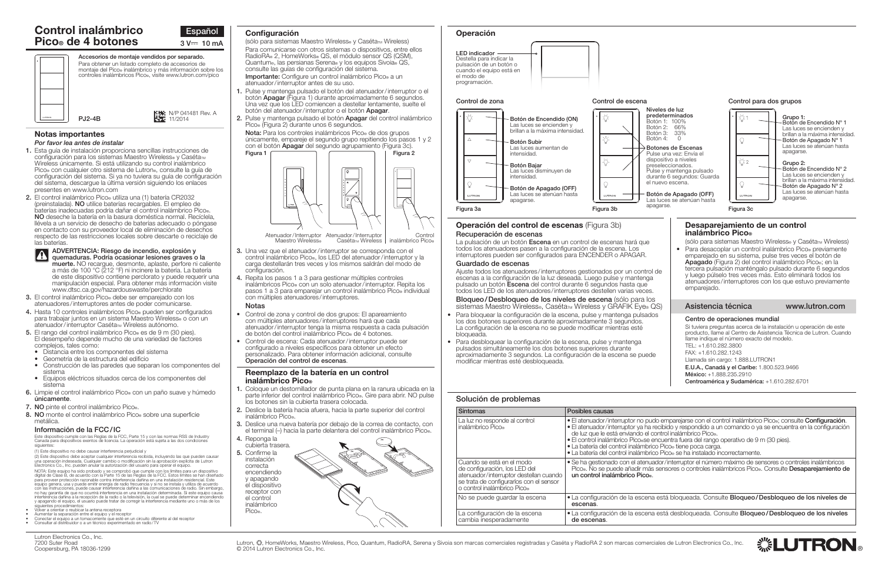# Control inalámbrico Pico® de 4 botones

Español

3 V⎓ 10 mA

**Accesorios de montaje vendidos por separado.**
Para obtener un listado completo de accesorios de montaje del Pico® inalámbrico y más información sobre los controles inalámbricos Pico®, visite www.lutron.com/pico

PJ2-4B

N/P 041481 Rev. A
11/2014

## Notas importantes

*Por favor lea antes de instalar*

1. Esta guía de instalación proporciona sencillas instrucciones de configuración para los sistemas Maestro Wireless® y Caséta™ Wireless únicamente. Si está utilizando su control inalámbrico Pico® con cualquier otro sistema de Lutron®, consulte la guía de configuración del sistema. Si ya no tuviera su guía de configuración del sistema, descargue la última versión siguiendo los enlaces presentes en www.lutron.com
2. El control inalámbrico Pico® utiliza una (1) batería CR2032 (preinstalada). **NO** utilice baterías recargables. El empleo de baterías inadecuadas podría dañar el control inalámbrico Pico®. **NO** deseche la batería en la basura doméstica normal. Recíclela, llévela a un servicio de desecho de baterías adecuado o póngase en contacto con su proveedor local de eliminación de desechos respecto de las restricciones locales sobre descarte o reciclaje de las baterías.

   **ADVERTENCIA: Riesgo de incendio, explosión y quemaduras. Podría ocasionar lesiones graves o la muerte.** NO recargue, desmonte, aplaste, perfore ni caliente a más de 100 °C (212 °F) ni incinere la batería. La batería de este dispositivo contiene perclorato y puede requerir una manipulación especial. Para obtener más información visite www.dtsc.ca.gov/hazardouswaste/perchlorate
3. El control inalámbrico Pico® debe ser emparejado con los atenuadores/interruptores antes de poder comunicarse.
4. Hasta 10 controles inalámbricos Pico® pueden ser configurados para trabajar juntos en un sistema Maestro Wireless® o con un atenuador/interruptor Caséta™ Wireless autónomo.
5. El rango del control inalámbrico Pico® es de 9 m (30 pies). El desempeño depende mucho de una variedad de factores complejos, tales como:
   - Distancia entre los componentes del sistema
   - Geometría de la estructura del edificio
   - Construcción de las paredes que separan los componentes del sistema
   - Equipos eléctricos situados cerca de los componentes del sistema
6. Limpie el control inalámbrico Pico® con un paño suave y húmedo **únicamente**.
7. **NO** pinte el control inalámbrico Pico®.
8. **NO** monte el control inalámbrico Pico® sobre una superficie metálica.

### Información de la FCC/IC

Este dispositivo cumple con las Reglas de la FCC, Parte 15 y con las normas RSS de Industry Canada para dispositivos exentos de licencia. La operación está sujeta a las dos condiciones siguientes:

(1) Este dispositivo no debe causar interferencia perjudicial y

(2) Este dispositivo debe aceptar cualquier interferencia recibida, incluyendo las que puedan causar una operación indeseada. Cualquier cambio o modificación sin la aprobación explícita de Lutron Electronics Co., Inc. pueden anular la autorización del usuario para operar el equipo.

NOTA: Este equipo ha sido probado y se comprobó que cumple con los límites para un dispositivo digital de Clase B, de acuerdo con la Parte 15 de las Reglas de la FCC. Estos límites se han diseñado para proveer protección razonable contra interferencia dañina en una instalación residencial. Este equipo genera, usa y puede emitir energía de radio frecuencia y si no se instala y utiliza de acuerdo con las instrucciones, puede causar interferencia dañina a las comunicaciones de radio. Sin embargo, no hay garantía de que no ocurrirá interferencia en una instalación determinada. Si este equipo causa interferencia dañina a la recepción de la radio o la televisión, la cual se puede determinar encendiendo y apagando el equipo, el usuario puede tratar de corregir la interferencia mediante uno o más de los siguientes procedimientos:

- Volver a orientar o reubicar la antena receptora
- Aumentar la separación entre el equipo y el receptor
- Conectar el equipo a un tomacorriente que esté en un circuito diferente al del receptor
- Consultar al distribuidor o a un técnico experimentado en radio/TV

## Configuración

(sólo para sistemas Maestro Wireless® y Caséta™ Wireless)

Para comunicarse con otros sistemas o dispositivos, entre ellos RadioRA® 2, HomeWorks® QS, el módulo sensor QS (QSM), Quantum®, las persianas Serena® y los equipos Sivoia® QS, consulte las guías de configuración del sistema.

**Importante:** Configure un control inalámbrico Pico® a un atenuador/interruptor antes de su uso.

1. Pulse y mantenga pulsado el botón del atenuador/interruptor o el botón **Apagar** (Figura 1) durante aproximadamente 6 segundos. Una vez que los LED comiencen a destellar lentamente, suelte el botón del atenuador/interruptor o el botón **Apagar**.
2. Pulse y mantenga pulsado el botón **Apagar** del control inalámbrico Pico® (Figura 2) durante unos 6 segundos.

   **Nota:** Para los controles inalámbricos Pico® de dos grupos únicamente, empareje el segundo grupo repitiendo los pasos 1 y 2 con el botón **Apagar** del segundo agrupamiento (Figura 3c).

Figura 1 — Atenuador/Interruptor Maestro Wireless® — Atenuador/Interruptor Caséta™ Wireless

Figura 2 — Control inalámbrico Pico®

3. Una vez que el atenuador/interruptor se corresponda con el control inalámbrico Pico®, los LED del atenuador/interruptor y la carga destellarán tres veces y los mismos saldrán del modo de configuración.
4. Repita los pasos 1 a 3 para gestionar múltiples controles inalámbricos Pico® con un solo atenuador/interruptor. Repita los pasos 1 a 3 para emparejar un control inalámbrico Pico® individual con múltiples atenuadores/interruptores.

### Notas

- Control de zona y control de dos grupos: El apareamiento con múltiples atenuadores/interruptores hará que cada atenuador/interruptor tenga la misma respuesta a cada pulsación de botón del control inalámbrico Pico® de 4 botones.
- Control de escena: Cada atenuador/interruptor puede ser configurado a niveles específicos para obtener un efecto personalizado. Para obtener información adicional, consulte **Operación del control de escenas**.

## Reemplazo de la batería en un control inalámbrico Pico®

1. Coloque un destornillador de punta plana en la ranura ubicada en la parte inferior del control inalámbrico Pico®. Gire para abrir. NO pulse los botones sin la cubierta trasera colocada.
2. Deslice la batería hacia afuera, hacia la parte superior del control inalámbrico Pico®.
3. Deslice una nueva batería por debajo de la correa de contacto, con el terminal (–) hacia la parte delantera del control inalámbrico Pico®.
4. Reponga la cubierta trasera.
5. Confirme la instalación correcta encendiendo y apagando el dispositivo receptor con el control inalámbrico Pico®.

## Operación

**LED indicador**
Destella para indicar la pulsación de un botón o cuando el equipo está en el modo de programación.

### Control de zona

- **Botón de Encendido (ON)** — Las luces se encienden y brillan a la máxima intensidad.
- **Botón Subir** — Las luces aumentan de intensidad.
- **Botón Bajar** — Las luces disminuyen de intensidad.
- **Botón de Apagado (OFF)** — Las luces se atenúan hasta apagarse.

Figura 3a

### Control de escena

**Niveles de luz predeterminados**
Botón 1: 100%
Botón 2: 66%
Botón 3: 33%
Botón 4: 0

- **Botones de Escenas** — Pulse una vez: Envía el dispositivo a niveles preseleccionados. Pulse y mantenga pulsado durante 6 segundos: Guarda el nuevo escena.
- **Botón de Apagado (OFF)** — Las luces se atenúan hasta apagarse.

Figura 3b

### Control para dos grupos

**Grupo 1:**
- Botón de Encendido N° 1 — Las luces se encienden y brillan a la máxima intensidad.
- Botón de Apagado N° 1 — Las luces se atenúan hasta apagarse.

**Grupo 2:**
- Botón de Encendido N° 2 — Las luces se encienden y brillan a la máxima intensidad.
- Botón de Apagado N° 2 — Las luces se atenúan hasta apagarse.

Figura 3c

## Operación del control de escenas (Figura 3b)

### Recuperación de escenas

La pulsación de un botón **Escena** en un control de escenas hará que todos los atenuadores pasen a la configuración de la escena. Los interruptores pueden ser configurados para ENCENDER o APAGAR.

### Guardado de escenas

Ajuste todos los atenuadores/interruptores gestionados por un control de escenas a la configuración de la luz deseada. Luego pulse y mantenga pulsado un botón **Escena** del control durante 6 segundos hasta que todos los LED de los atenuadores/interruptores destellen varias veces.

### Bloqueo/Desbloqueo de los niveles de escena (sólo para los sistemas Maestro Wireless®, Caséta™ Wireless y GRAFIK Eye® QS)

- Para bloquear la configuración de la escena, pulse y mantenga pulsados los dos botones superiores durante aproximadamente 3 segundos. La configuración de la escena no se puede modificar mientras esté bloqueada.
- Para desbloquear la configuración de la escena, pulse y mantenga pulsados simultáneamente los dos botones superiores durante aproximadamente 3 segundos. La configuración de la escena se puede modificar mientras esté desbloqueada.

## Desaparejamiento de un control inalámbrico Pico®

(sólo para sistemas Maestro Wireless® y Caséta™ Wireless)

- Para desacoplar un control inalámbrico Pico® previamente emparejado en su sistema, pulse tres veces el botón de **Apagado** (Figura 2) del control inalámbrico Pico®; en la tercera pulsación manténgalo pulsado durante 6 segundos y luego púlselo tres veces más. Esto eliminará todos los atenuadores/interruptores con los que estuvo previamente emparejado.

## Asistencia técnica — www.lutron.com

### Centro de operaciones mundial

Si tuviera preguntas acerca de la instalación u operación de este producto, llame al Centro de Asistencia Técnica de Lutron. Cuando llame indique el número exacto del modelo.

TEL: +1.610.282.3800
FAX: +1.610.282.1243
Llamada sin cargo: 1.888.LUTRON1
**E.U.A., Canadá y el Caribe:** 1.800.523.9466
**México:** +1.888.235.2910
**Centroamérica y Sudamérica:** +1.610.282.6701

## Solución de problemas

| Síntomas | Posibles causas |
| --- | --- |
| La luz no responde al control inalámbrico Pico® | • El atenuador/interruptor no pudo emparejarse con el control inalámbrico Pico®; consulte **Configuración**. • El atenuador/interruptor ya ha recibido y respondido a un comando o ya se encuentra en la configuración de luz que le está enviando el control inalámbrico Pico®. • El control inalámbrico Pico® se encuentra fuera del rango operativo de 9 m (30 pies). • La batería del control inalámbrico Pico® tiene poca carga. • La batería del control inalámbrico Pico® se ha instalado incorrectamente. |
| Cuando se está en el modo de configuración, los LED del atenuador/interruptor destellan cuando se trata de configurarlos con el sensor o control inalámbrico Pico® | • Se ha gestionado con el atenuador/interruptor el número máximo de sensores o controles inalámbricos Pico®. No se puede añadir más sensores o controles inalámbricos Pico®. Consulte **Desaparejamiento de un control inalámbrico Pico®**. |
| No se puede guardar la escena | • La configuración de la escena está bloqueada. Consulte **Bloqueo/Desbloqueo de los niveles de escenas**. |
| La configuración de la escena cambia inesperadamente | • La configuración de la escena está desbloqueada. Consulte **Bloqueo/Desbloqueo de los niveles de escenas**. |

Lutron Electronics Co., Inc.
7200 Suter Road
Coopersburg, PA 18036-1299

Lutron, ☼, HomeWorks, Maestro Wireless, Pico, Quantum, RadioRA, Serena y Sivoia son marcas comerciales registradas y Caséta y RadioRA 2 son marcas comerciales de Lutron Electronics Co., Inc.
© 2014 Lutron Electronics Co., Inc.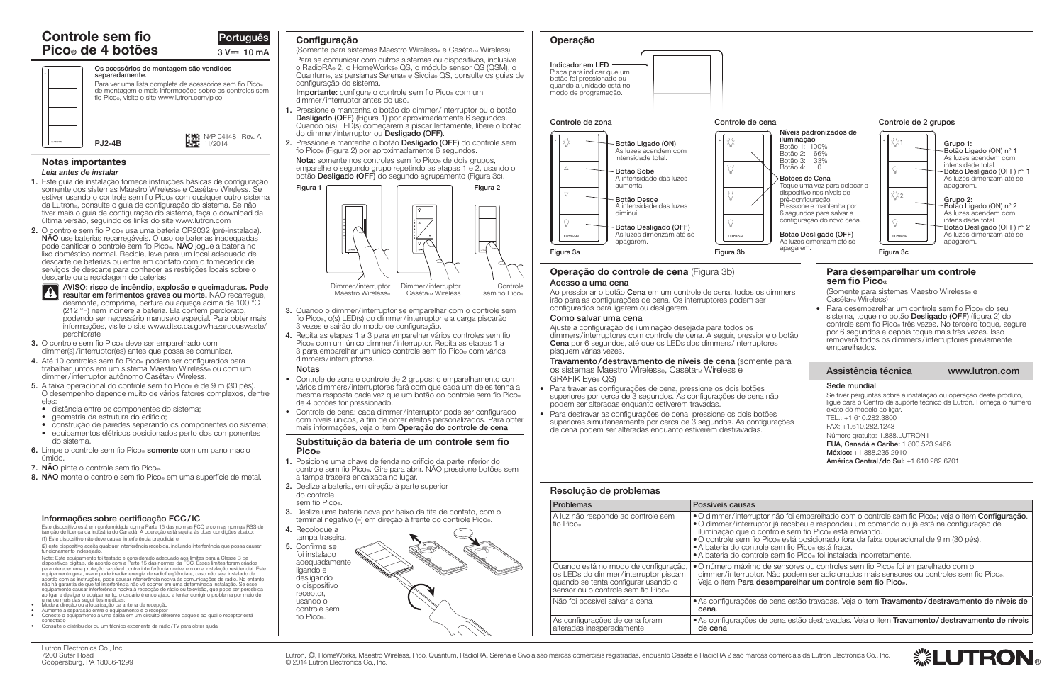# Controle sem fio Pico® de 4 botões

Português

3 V⎓ 10 mA

Os acessórios de montagem são vendidos separadamente.

Para ver uma lista completa de acessórios sem fio Pico® de montagem e mais informações sobre os controles sem fio Pico®, visite o site www.lutron.com/pico

PJ2-4B

N/P 041481 Rev. A 11/2014

## Notas importantes

*Leia antes de instalar*

1. Este guia de instalação fornece instruções básicas de configuração somente dos sistemas Maestro Wireless® e Caséta™ Wireless. Se estiver usando o controle sem fio Pico® com qualquer outro sistema da Lutron®, consulte o guia de configuração do sistema. Se não tiver mais o guia de configuração do sistema, faça o download da última versão, seguindo os links do site www.lutron.com
2. O controle sem fio Pico® usa uma bateria CR2032 (pré-instalada). **NÃO** use baterias recarregáveis. O uso de baterias inadequadas pode danificar o controle sem fio Pico®. **NÃO** jogue a bateria no lixo doméstico normal. Recicle, leve para um local adequado de descarte de baterias ou entre em contato com o fornecedor de serviços de descarte para conhecer as restrições locais sobre o descarte ou a reciclagem de baterias.

   **AVISO: risco de incêndio, explosão e queimaduras. Pode resultar em ferimentos graves ou morte.** NÃO recarregue, desmonte, comprima, perfure ou aqueça acima de 100 °C (212 °F) nem incinere a bateria. Ela contém perclorato, podendo ser necessário manuseio especial. Para obter mais informações, visite o site www.dtsc.ca.gov/hazardouswaste/perchlorate
3. O controle sem fio Pico® deve ser emparelhado com dimmer(s)/interruptor(es) antes que possa se comunicar.
4. Até 10 controles sem fio Pico® podem ser configurados para trabalhar juntos em um sistema Maestro Wireless® ou com um dimmer/interruptor autônomo Caséta™ Wireless.
5. A faixa operacional do controle sem fio Pico® é de 9 m (30 pés). O desempenho depende muito de vários fatores complexos, dentre eles:
   - distância entre os componentes do sistema;
   - geometria da estrutura do edifício;
   - construção de paredes separando os componentes do sistema;
   - equipamentos elétricos posicionados perto dos componentes do sistema.
6. Limpe o controle sem fio Pico® **somente** com um pano macio úmido.
7. **NÃO** pinte o controle sem fio Pico®.
8. **NÃO** monte o controle sem fio Pico® em uma superfície de metal.

### Informações sobre certificação FCC/IC

Este dispositivo está em conformidade com a Parte 15 das normas FCC e com as normas RSS de isenção de licença da Indústria do Canadá. A operação está sujeita às duas condições abaixo:

(1) Este dispositivo não deve causar interferência prejudicial e

(2) este dispositivo aceita qualquer interferência recebida, incluindo interferência que possa causar funcionamento indesejado.

Nota: Este equipamento foi testado e considerado adequado aos limites para a Classe B de dispositivos digitais, de acordo com a Parte 15 das normas da FCC. Esses limites foram criados para oferecer uma proteção razoável contra interferência nociva em uma instalação residencial. Este equipamento gera, usa e pode irradiar energia de radiofrequência e, caso não seja instalado de acordo com as instruções, pode causar interferência nociva às comunicações de rádio. No entanto, não há garantia de que tal interferência não vá ocorrer em uma determinada instalação. Se esse equipamento causar interferência nociva à recepção de rádio ou televisão, que pode ser percebida ao ligar e desligar o equipamento, o usuário é encorajado a tentar corrigir o problema por meio de uma ou mais das seguintes medidas:

- Mude a direção ou a localização da antena de recepção
- Aumente a separação entre o equipamento e o receptor
- Conecte o equipamento a uma saída em um circuito diferente daquele ao qual o receptor está conectado
- Consulte o distribuidor ou um técnico experiente de rádio/TV para obter ajuda

## Configuração

(Somente para sistemas Maestro Wireless® e Caséta™ Wireless)

Para se comunicar com outros sistemas ou dispositivos, inclusive o RadioRA® 2, o HomeWorks® QS, o módulo sensor QS (QSM), o Quantum®, as persianas Serena® e Sivoia® QS, consulte os guias de configuração do sistema.

**Importante:** configure o controle sem fio Pico® com um dimmer/interruptor antes do uso.

1. Pressione e mantenha o botão do dimmer/interruptor ou o botão **Desligado (OFF)** (Figura 1) por aproximadamente 6 segundos. Quando o(s) LED(s) começarem a piscar lentamente, libere o botão do dimmer/interruptor ou **Desligado (OFF)**.
2. Pressione e mantenha o botão **Desligado (OFF)** do controle sem fio Pico® (Figura 2) por aproximadamente 6 segundos.

   **Nota:** somente nos controles sem fio Pico® de dois grupos, emparelhe o segundo grupo repetindo as etapas 1 e 2, usando o botão **Desligado (OFF)** do segundo agrupamento (Figura 3c).

Figura 1 — Dimmer/interruptor Maestro Wireless® — Dimmer/interruptor Caséta™ Wireless

Figura 2 — Controle sem fio Pico®

3. Quando o dimmer/interruptor se emparelhar com o controle sem fio Pico®, o(s) LED(s) do dimmer/interruptor e a carga piscarão 3 vezes e sairão do modo de configuração.
4. Repita as etapas 1 a 3 para emparelhar vários controles sem fio Pico® com um único dimmer/interruptor. Repita as etapas 1 a 3 para emparelhar um único controle sem fio Pico® com vários dimmers/interruptores.

### Notas

- Controle de zona e controle de 2 grupos: o emparelhamento com vários dimmers/interruptores fará com que cada um deles tenha a mesma resposta cada vez que um botão do controle sem fio Pico® de 4 botões for pressionado.
- Controle de cena: cada dimmer/interruptor pode ser configurado com níveis únicos, a fim de obter efeitos personalizados. Para obter mais informações, veja o item **Operação do controle de cena**.

## Substituição da bateria de um controle sem fio Pico®

1. Posicione uma chave de fenda no orifício da parte inferior do controle sem fio Pico®. Gire para abrir. NÃO pressione botões sem a tampa traseira encaixada no lugar.
2. Deslize a bateria, em direção à parte superior do controle sem fio Pico®.
3. Deslize uma bateria nova por baixo da fita de contato, com o terminal negativo (–) em direção à frente do controle Pico®.
4. Recoloque a tampa traseira.
5. Confirme se foi instalado adequadamente ligando e desligando o dispositivo receptor, usando o controle sem fio Pico®.

## Operação

**Indicador em LED** — Pisca para indicar que um botão foi pressionado ou quando a unidade está no modo de programação.

**Controle de zona** (Figura 3a)

- **Botão Ligado (ON)** — As luzes acendem com intensidade total.
- **Botão Sobe** — A intensidade das luzes aumenta.
- **Botão Desce** — A intensidade das luzes diminui.
- **Botão Desligado (OFF)** — As luzes dimerizam até se apagarem.

**Controle de cena** (Figura 3b)

- **Níveis padronizados de iluminação** — Botão 1: 100%; Botão 2: 66%; Botão 3: 33%; Botão 4: 0
- **Botões de Cena** — Toque uma vez para colocar o dispositivo nos níveis de pré-configuração. Pressione e mantenha por 6 segundos para salvar a configuração do novo cena.
- **Botão Desligado (OFF)** — As luzes dimerizam até se apagarem.

**Controle de 2 grupos** (Figura 3c)

- **Grupo 1:** Botão Ligado (ON) nº 1 — As luzes acendem com intensidade total. Botão Desligado (OFF) nº 1 — As luzes dimerizam até se apagarem.
- **Grupo 2:** Botão Ligado (ON) nº 2 — As luzes acendem com intensidade total. Botão Desligado (OFF) nº 2 — As luzes dimerizam até se apagarem.

### Operação do controle de cena (Figura 3b)

**Acesso a uma cena**

Ao pressionar o botão **Cena** em um controle de cena, todos os dimmers irão para as configurações de cena. Os interruptores podem ser configurados para ligarem ou desligarem.

**Como salvar uma cena**

Ajuste a configuração de iluminação desejada para todos os dimmers/interruptores com controle de cena. A seguir, pressione o botão **Cena** por 6 segundos, até que os LEDs dos dimmers/interruptores pisquem várias vezes.

**Travamento/destravamento de níveis de cena** (somente para os sistemas Maestro Wireless®, Caséta™ Wireless e GRAFIK Eye® QS)

- Para travar as configurações de cena, pressione os dois botões superiores por cerca de 3 segundos. As configurações de cena não podem ser alteradas enquanto estiverem travadas.
- Para destravar as configurações de cena, pressione os dois botões superiores simultaneamente por cerca de 3 segundos. As configurações de cena podem ser alteradas enquanto estiverem destravadas.

### Para desemparelhar um controle sem fio Pico®

(Somente para sistemas Maestro Wireless® e Caséta™ Wireless)

- Para desemparelhar um controle sem fio Pico® do seu sistema, toque no botão **Desligado (OFF)** (figura 2) do controle sem fio Pico® três vezes. No terceiro toque, segure por 6 segundos e depois toque mais três vezes. Isso removerá todos os dimmers/interruptores previamente emparelhados.

### Assistência técnica — www.lutron.com

**Sede mundial**

Se tiver perguntas sobre a instalação ou operação deste produto, ligue para o Centro de suporte técnico da Lutron. Forneça o número exato do modelo ao ligar.

TEL.: +1.610.282.3800

FAX: +1.610.282.1243

Número gratuito: 1.888.LUTRON1

**EUA, Canadá e Caribe:** 1.800.523.9466

**México:** +1.888.235.2910

**América Central/do Sul:** +1.610.282.6701

## Resolução de problemas

| Problemas | Possíveis causas |
| --- | --- |
| A luz não responde ao controle sem fio Pico® | • O dimmer/interruptor não foi emparelhado com o controle sem fio Pico®; veja o item **Configuração**. • O dimmer/interruptor já recebeu e respondeu um comando ou já está na configuração de iluminação que o controle sem fio Pico® está enviando. • O controle sem fio Pico® está posicionado fora da faixa operacional de 9 m (30 pés). • A bateria do controle sem fio Pico® está fraca. • A bateria do controle sem fio Pico® foi instalada incorretamente. |
| Quando está no modo de configuração, os LEDs do dimmer/interruptor piscam quando se tenta configurar usando o sensor ou o controle sem fio Pico® | • O número máximo de sensores ou controles sem fio Pico® foi emparelhado com o dimmer/interruptor. Não podem ser adicionados mais sensores ou controles sem fio Pico®. Veja o item **Para desemparelhar um controle sem fio Pico®**. |
| Não foi possível salvar a cena | • As configurações de cena estão travadas. Veja o item **Travamento/destravamento de níveis de cena**. |
| As configurações de cena foram alteradas inesperadamente | • As configurações de cena estão destravadas. Veja o item **Travamento/destravamento de níveis de cena**. |

Lutron Electronics Co., Inc.
7200 Suter Road
Coopersburg, PA 18036-1299

Lutron, ⚙, HomeWorks, Maestro Wireless, Pico, Quantum, RadioRA, Serena e Sivoia são marcas comerciais registradas, enquanto Caséta e RadioRA 2 são marcas comerciais da Lutron Electronics Co., Inc.
© 2014 Lutron Electronics Co., Inc.

LUTRON®